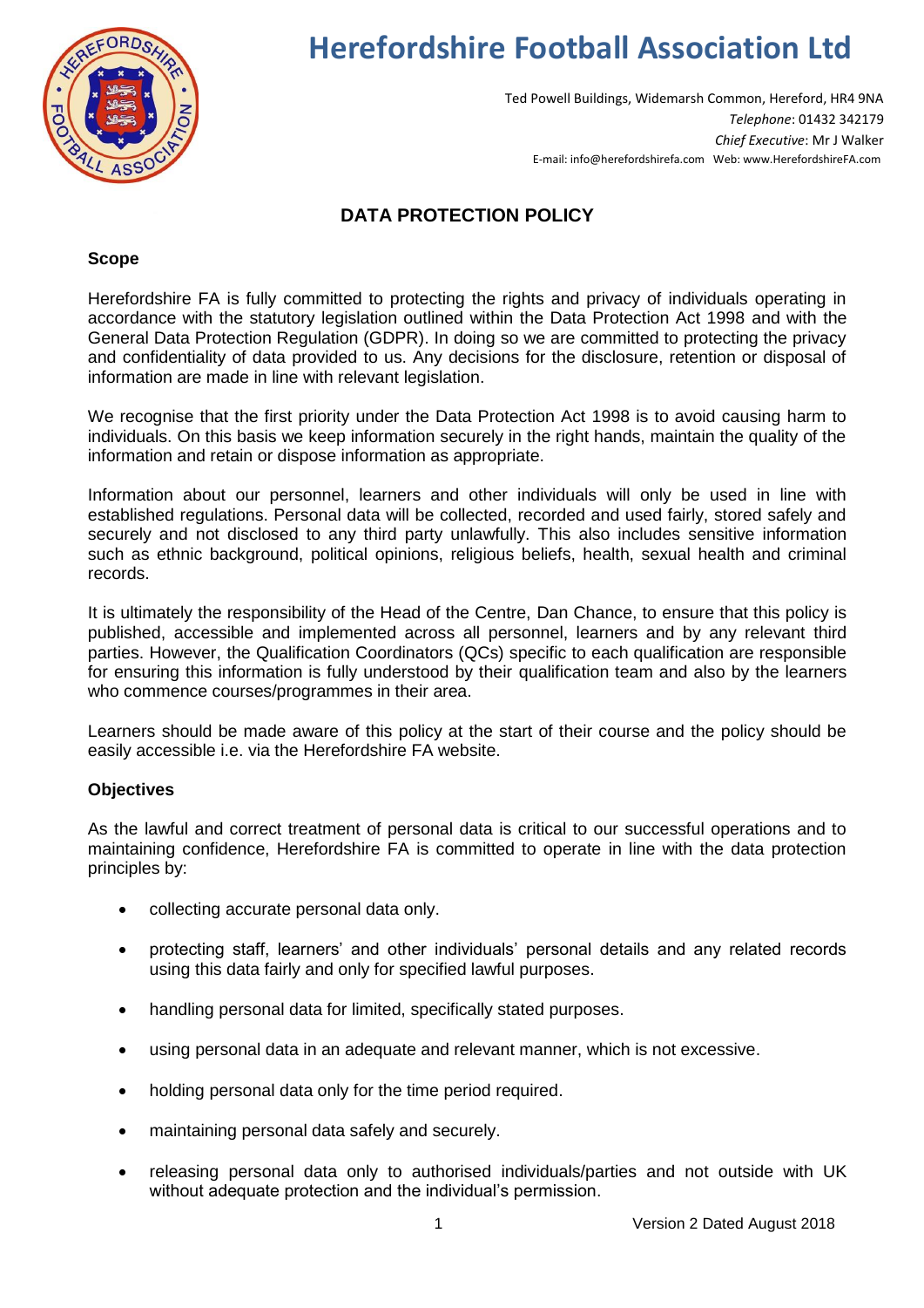# Herefordshire Football Association Ltd

Ted Powell Buildings, Widemarsh Common, Hereford, HR4 9NA
*Telephone*: 01432 342179
*Chief Executive*: Mr J Walker
E-mail: info@herefordshirefa.com Web: www.HerefordshireFA.com

## DATA PROTECTION POLICY

### Scope

Herefordshire FA is fully committed to protecting the rights and privacy of individuals operating in accordance with the statutory legislation outlined within the Data Protection Act 1998 and with the General Data Protection Regulation (GDPR). In doing so we are committed to protecting the privacy and confidentiality of data provided to us. Any decisions for the disclosure, retention or disposal of information are made in line with relevant legislation.

We recognise that the first priority under the Data Protection Act 1998 is to avoid causing harm to individuals. On this basis we keep information securely in the right hands, maintain the quality of the information and retain or dispose information as appropriate.

Information about our personnel, learners and other individuals will only be used in line with established regulations. Personal data will be collected, recorded and used fairly, stored safely and securely and not disclosed to any third party unlawfully. This also includes sensitive information such as ethnic background, political opinions, religious beliefs, health, sexual health and criminal records.

It is ultimately the responsibility of the Head of the Centre, Dan Chance, to ensure that this policy is published, accessible and implemented across all personnel, learners and by any relevant third parties. However, the Qualification Coordinators (QCs) specific to each qualification are responsible for ensuring this information is fully understood by their qualification team and also by the learners who commence courses/programmes in their area.

Learners should be made aware of this policy at the start of their course and the policy should be easily accessible i.e. via the Herefordshire FA website.

### Objectives

As the lawful and correct treatment of personal data is critical to our successful operations and to maintaining confidence, Herefordshire FA is committed to operate in line with the data protection principles by:

- collecting accurate personal data only.
- protecting staff, learners' and other individuals' personal details and any related records using this data fairly and only for specified lawful purposes.
- handling personal data for limited, specifically stated purposes.
- using personal data in an adequate and relevant manner, which is not excessive.
- holding personal data only for the time period required.
- maintaining personal data safely and securely.
- releasing personal data only to authorised individuals/parties and not outside with UK without adequate protection and the individual's permission.

Version 2 Dated August 2018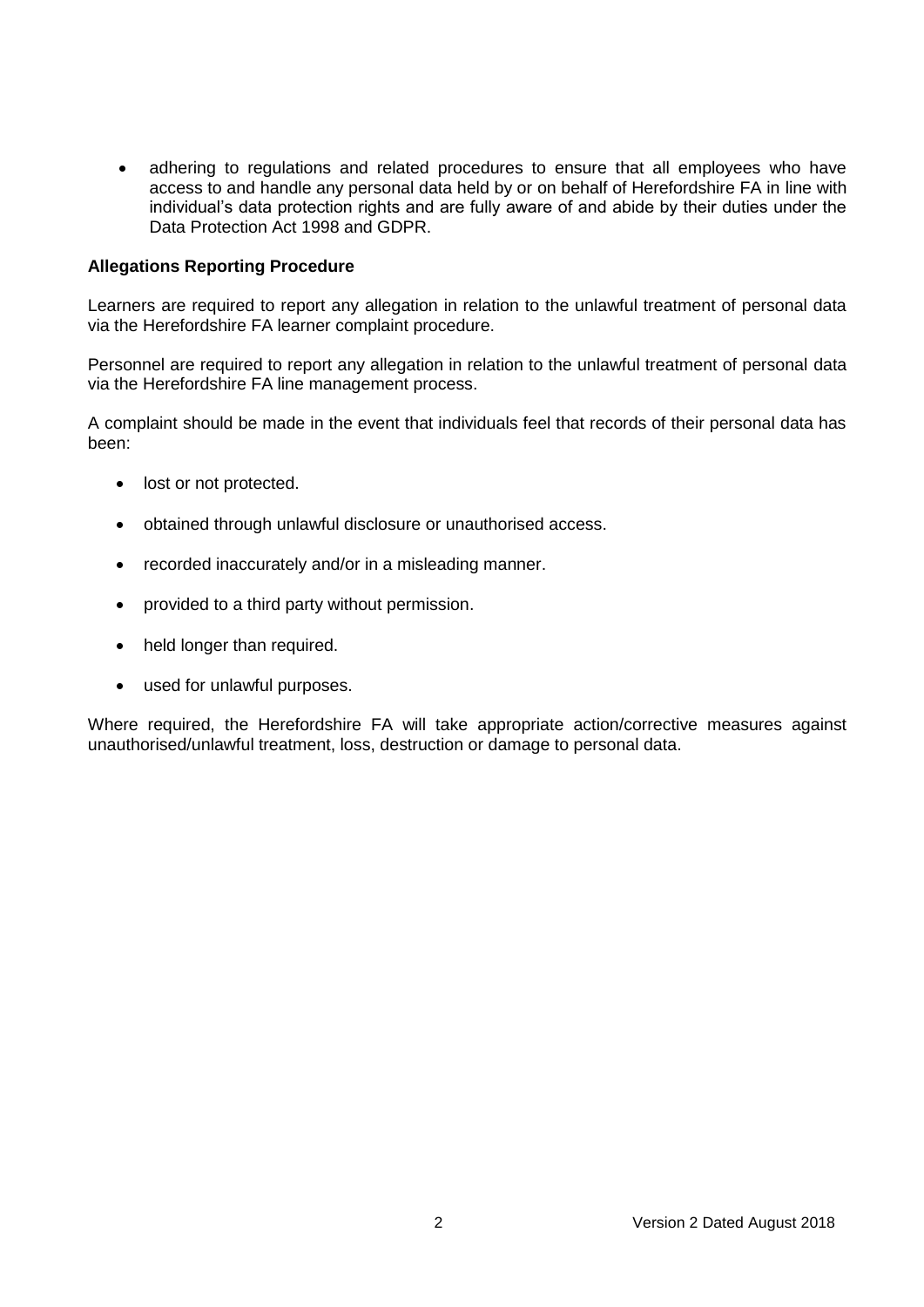- adhering to regulations and related procedures to ensure that all employees who have access to and handle any personal data held by or on behalf of Herefordshire FA in line with individual's data protection rights and are fully aware of and abide by their duties under the Data Protection Act 1998 and GDPR.

**Allegations Reporting Procedure**

Learners are required to report any allegation in relation to the unlawful treatment of personal data via the Herefordshire FA learner complaint procedure.

Personnel are required to report any allegation in relation to the unlawful treatment of personal data via the Herefordshire FA line management process.

A complaint should be made in the event that individuals feel that records of their personal data has been:

- lost or not protected.
- obtained through unlawful disclosure or unauthorised access.
- recorded inaccurately and/or in a misleading manner.
- provided to a third party without permission.
- held longer than required.
- used for unlawful purposes.

Where required, the Herefordshire FA will take appropriate action/corrective measures against unauthorised/unlawful treatment, loss, destruction or damage to personal data.